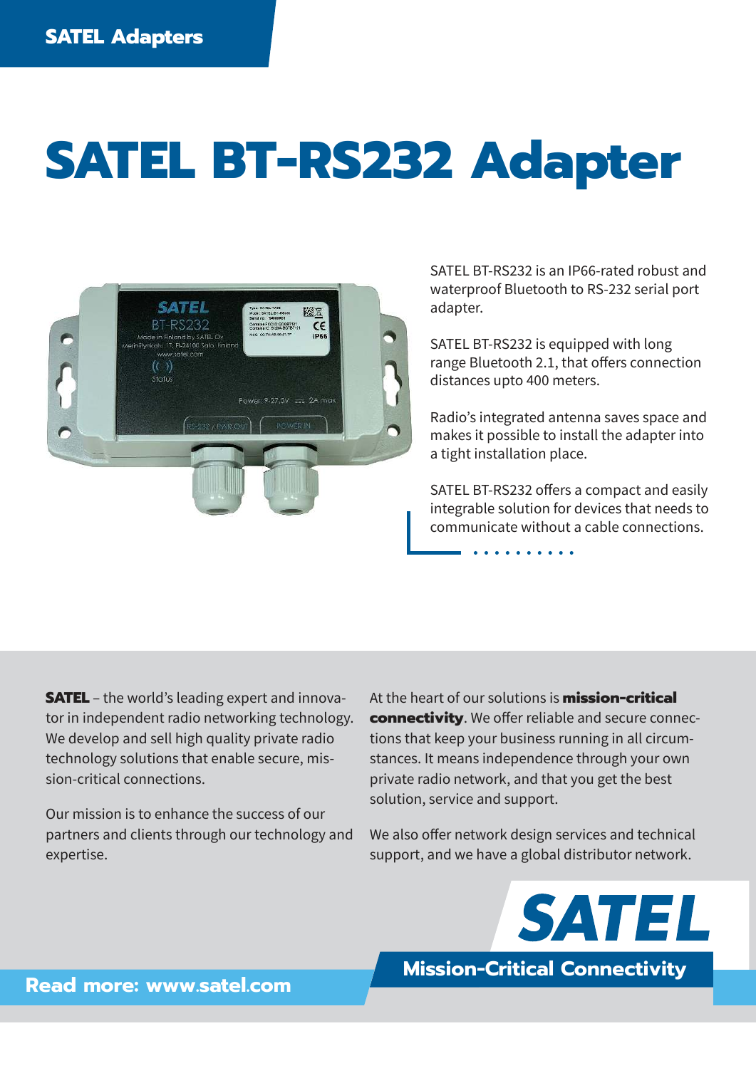SATEL Adapters

# SATEL BT-RS232 Adapter

SATEL BT-RS232 is an IP66-rated robust and waterproof Bluetooth to RS-232 serial port adapter.

SATEL BT-RS232 is equipped with long range Bluetooth 2.1, that offers connection distances upto 400 meters.

Radio's integrated antenna saves space and makes it possible to install the adapter into a tight installation place.

SATEL BT-RS232 offers a compact and easily integrable solution for devices that needs to communicate without a cable connections.

**SATEL** – the world's leading expert and innovator in independent radio networking technology. We develop and sell high quality private radio technology solutions that enable secure, mission-critical connections.

Our mission is to enhance the success of our partners and clients through our technology and expertise.

At the heart of our solutions is **mission-critical connectivity**. We offer reliable and secure connections that keep your business running in all circumstances. It means independence through your own private radio network, and that you get the best solution, service and support.

We also offer network design services and technical support, and we have a global distributor network.

**SATEL**

**Mission-Critical Connectivity**

**Read more: www.satel.com**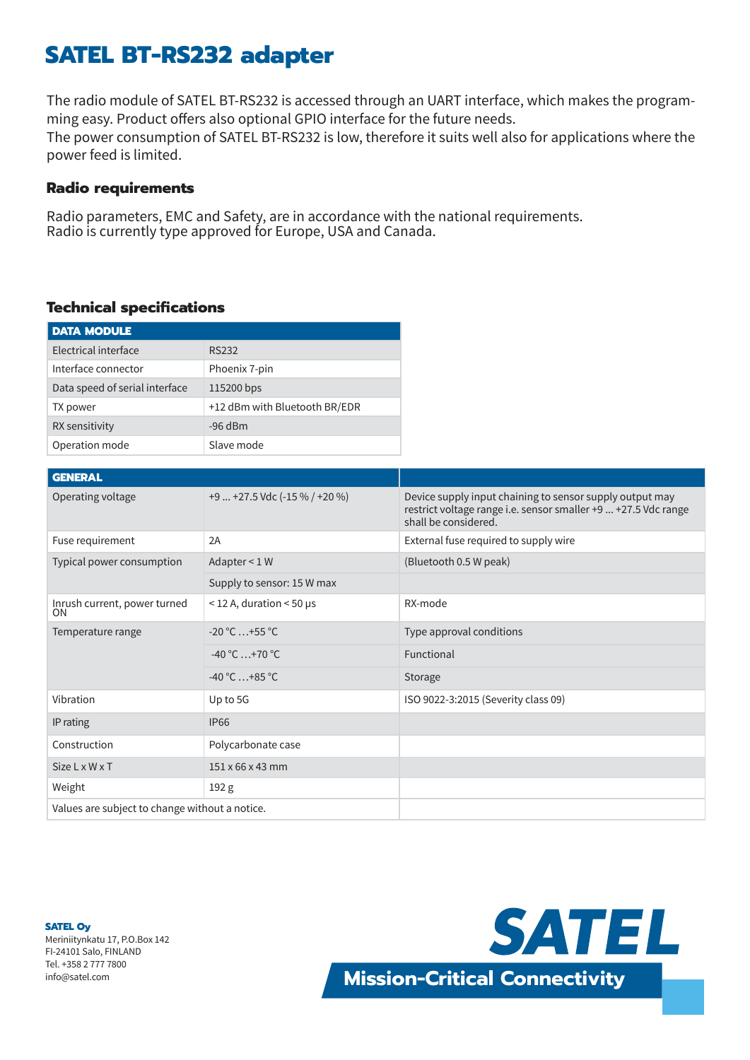# SATEL BT-RS232 adapter

The radio module of SATEL BT-RS232 is accessed through an UART interface, which makes the programming easy. Product offers also optional GPIO interface for the future needs.
The power consumption of SATEL BT-RS232 is low, therefore it suits well also for applications where the power feed is limited.

### Radio requirements

Radio parameters, EMC and Safety, are in accordance with the national requirements.
Radio is currently type approved for Europe, USA and Canada.

### Technical specifications

| DATA MODULE | |
|---|---|
| Electrical interface | RS232 |
| Interface connector | Phoenix 7-pin |
| Data speed of serial interface | 115200 bps |
| TX power | +12 dBm with Bluetooth BR/EDR |
| RX sensitivity | -96 dBm |
| Operation mode | Slave mode |

| GENERAL | | |
|---|---|---|
| Operating voltage | +9 ... +27.5 Vdc (-15 % / +20 %) | Device supply input chaining to sensor supply output may restrict voltage range i.e. sensor smaller +9 ... +27.5 Vdc range shall be considered. |
| Fuse requirement | 2A | External fuse required to supply wire |
| Typical power consumption | Adapter < 1 W | (Bluetooth 0.5 W peak) |
| | Supply to sensor: 15 W max | |
| Inrush current, power turned ON | < 12 A, duration < 50 µs | RX-mode |
| Temperature range | -20 °C …+55 °C | Type approval conditions |
| | -40 °C …+70 °C | Functional |
| | -40 °C …+85 °C | Storage |
| Vibration | Up to 5G | ISO 9022-3:2015 (Severity class 09) |
| IP rating | IP66 | |
| Construction | Polycarbonate case | |
| Size L x W x T | 151 x 66 x 43 mm | |
| Weight | 192 g | |
| Values are subject to change without a notice. | | |

**SATEL Oy**
Meriniitynkatu 17, P.O.Box 142
FI-24101 Salo, FINLAND
Tel. +358 2 777 7800
info@satel.com

SATEL
Mission-Critical Connectivity